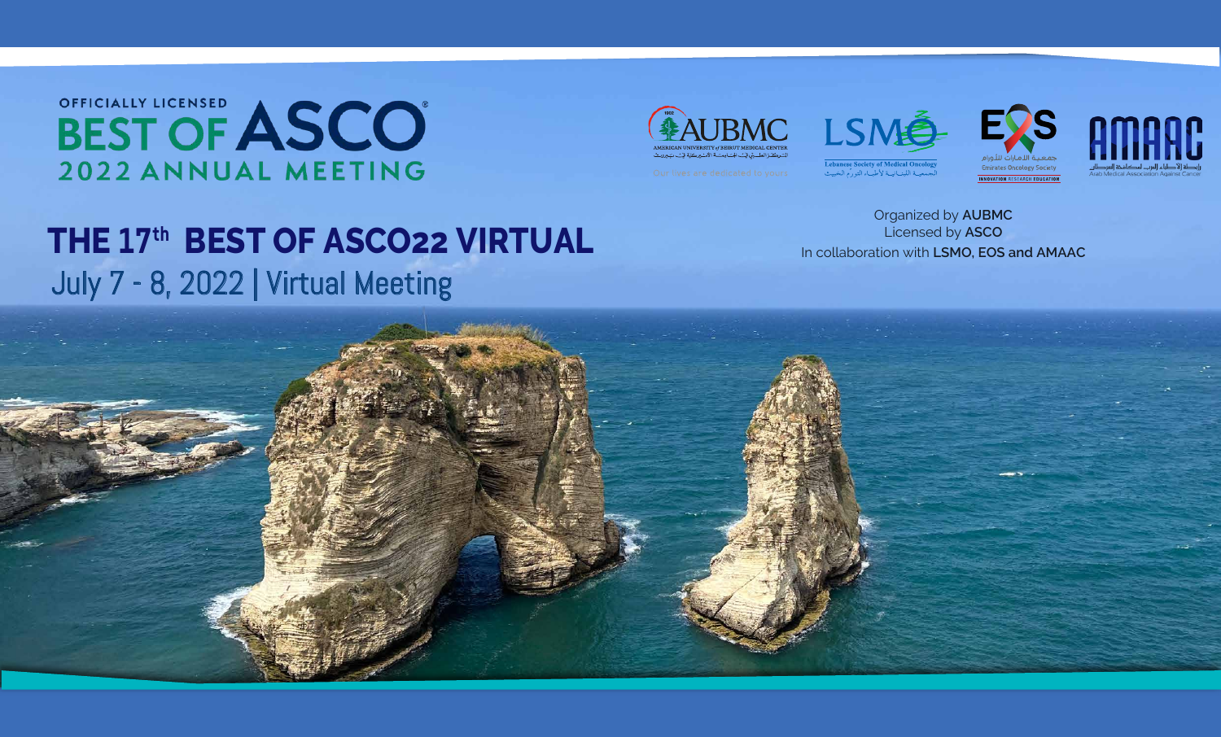OFFICIALLY LICENSED

# BEST OF ASCO®

2022 ANNUAL MEETING

AUBMC
AMERICAN UNIVERSITY of BEIRUT MEDICAL CENTER
المركز الطبي في الجامعة الأميركية في بيروت
Our lives are dedicated to yours

LSMO
Lebanese Society of Medical Oncology
الجمعية اللبنانية لأطباء الورم الخبيث

EOS
جمعية الإمارات للأورام
Emirates Oncology Society
INNOVATION RESEARCH EDUCATION

AMAAC
رابطة الأطباء العرب لمكافحة السرطان
Arab Medical Association Against Cancer

## THE 17th BEST OF ASCO22 VIRTUAL

July 7 - 8, 2022 | Virtual Meeting

Organized by **AUBMC**
Licensed by **ASCO**
In collaboration with **LSMO, EOS and AMAAC**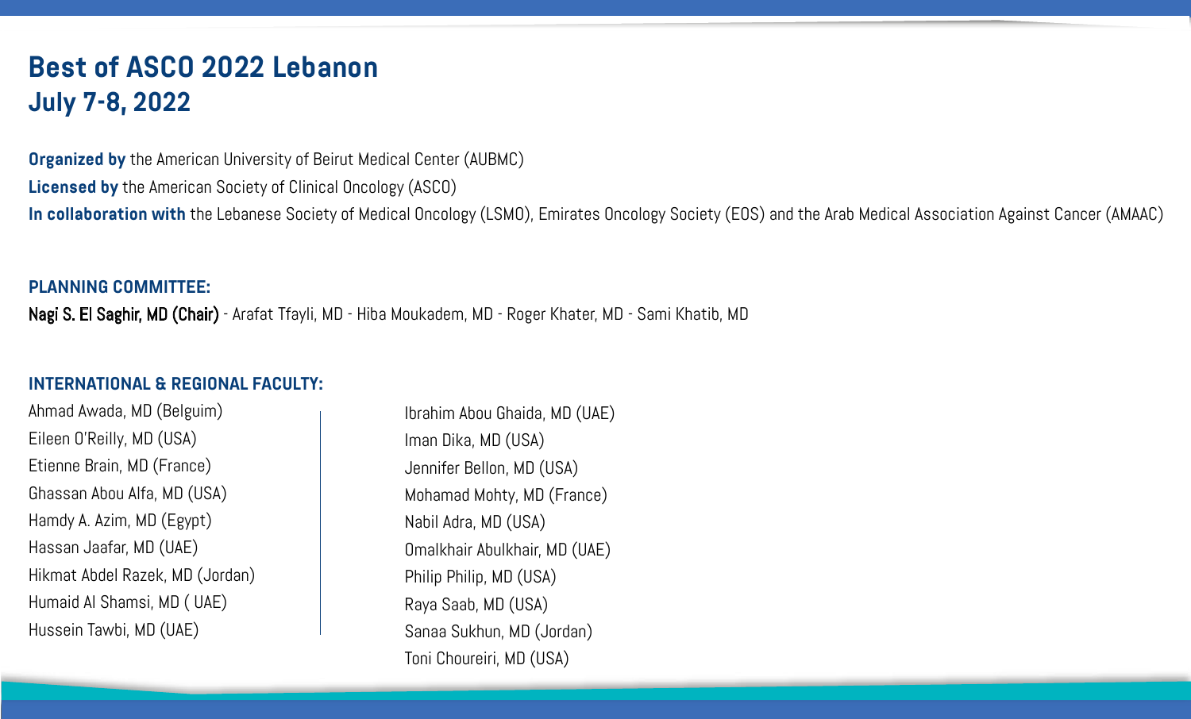# Best of ASCO 2022 Lebanon
# July 7-8, 2022

**Organized by** the American University of Beirut Medical Center (AUBMC)

**Licensed by** the American Society of Clinical Oncology (ASCO)

**In collaboration with** the Lebanese Society of Medical Oncology (LSMO), Emirates Oncology Society (EOS) and the Arab Medical Association Against Cancer (AMAAC)

## PLANNING COMMITTEE:

Nagi S. El Saghir, MD (Chair) - Arafat Tfayli, MD - Hiba Moukadem, MD - Roger Khater, MD - Sami Khatib, MD

## INTERNATIONAL & REGIONAL FACULTY:

Ahmad Awada, MD (Belguim)
Eileen O'Reilly, MD (USA)
Etienne Brain, MD (France)
Ghassan Abou Alfa, MD (USA)
Hamdy A. Azim, MD (Egypt)
Hassan Jaafar, MD (UAE)
Hikmat Abdel Razek, MD (Jordan)
Humaid Al Shamsi, MD ( UAE)
Hussein Tawbi, MD (UAE)
Ibrahim Abou Ghaida, MD (UAE)
Iman Dika, MD (USA)
Jennifer Bellon, MD (USA)
Mohamad Mohty, MD (France)
Nabil Adra, MD (USA)
Omalkhair Abulkhair, MD (UAE)
Philip Philip, MD (USA)
Raya Saab, MD (USA)
Sanaa Sukhun, MD (Jordan)
Toni Choureiri, MD (USA)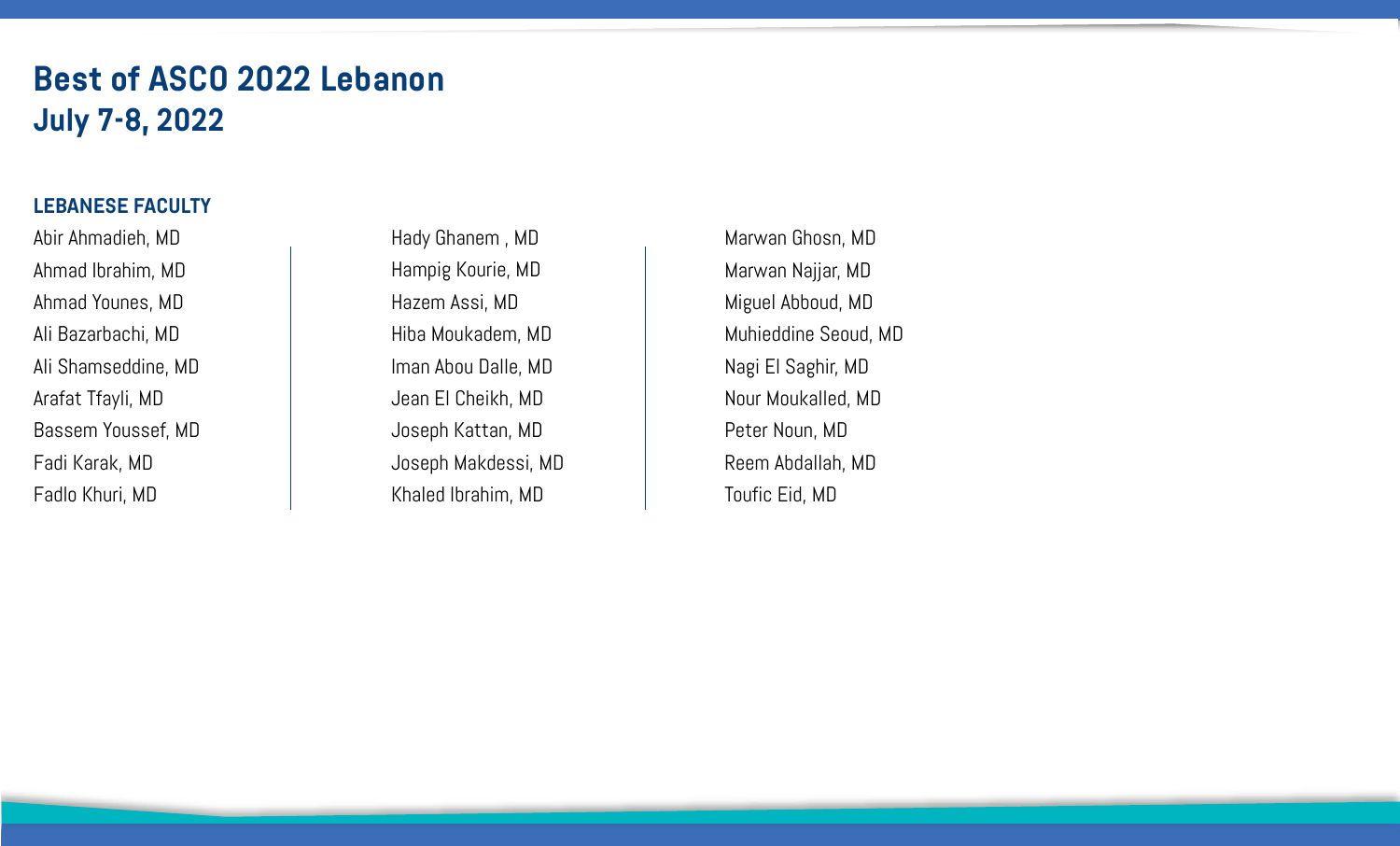# Best of ASCO 2022 Lebanon
# July 7-8, 2022

## LEBANESE FACULTY

Abir Ahmadieh, MD
Ahmad Ibrahim, MD
Ahmad Younes, MD
Ali Bazarbachi, MD
Ali Shamseddine, MD
Arafat Tfayli, MD
Bassem Youssef, MD
Fadi Karak, MD
Fadlo Khuri, MD
Hady Ghanem , MD
Hampig Kourie, MD
Hazem Assi, MD
Hiba Moukadem, MD
Iman Abou Dalle, MD
Jean El Cheikh, MD
Joseph Kattan, MD
Joseph Makdessi, MD
Khaled Ibrahim, MD
Marwan Ghosn, MD
Marwan Najjar, MD
Miguel Abboud, MD
Muhieddine Seoud, MD
Nagi El Saghir, MD
Nour Moukalled, MD
Peter Noun, MD
Reem Abdallah, MD
Toufic Eid, MD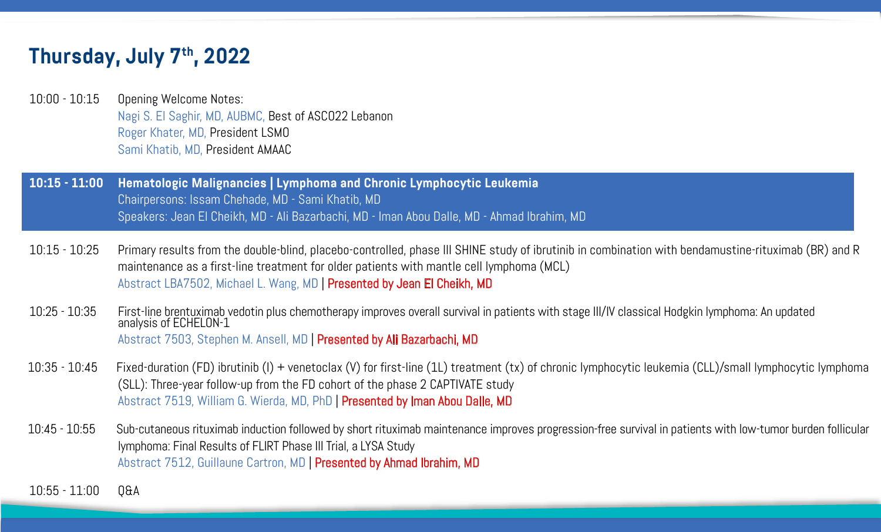## Thursday, July 7th, 2022

10:00 - 10:15 Opening Welcome Notes:
Nagi S. El Saghir, MD, AUBMC, Best of ASCO22 Lebanon
Roger Khater, MD, President LSMO
Sami Khatib, MD, President AMAAC

**10:15 - 11:00 Hematologic Malignancies | Lymphoma and Chronic Lymphocytic Leukemia**
Chairpersons: Issam Chehade, MD - Sami Khatib, MD
Speakers: Jean El Cheikh, MD - Ali Bazarbachi, MD - Iman Abou Dalle, MD - Ahmad Ibrahim, MD

10:15 - 10:25 Primary results from the double-blind, placebo-controlled, phase III SHINE study of ibrutinib in combination with bendamustine-rituximab (BR) and R maintenance as a first-line treatment for older patients with mantle cell lymphoma (MCL)
Abstract LBA7502, Michael L. Wang, MD | Presented by Jean El Cheikh, MD

10:25 - 10:35 First-line brentuximab vedotin plus chemotherapy improves overall survival in patients with stage III/IV classical Hodgkin lymphoma: An updated analysis of ECHELON-1
Abstract 7503, Stephen M. Ansell, MD | Presented by Ali Bazarbachi, MD

10:35 - 10:45 Fixed-duration (FD) ibrutinib (I) + venetoclax (V) for first-line (1L) treatment (tx) of chronic lymphocytic leukemia (CLL)/small lymphocytic lymphoma (SLL): Three-year follow-up from the FD cohort of the phase 2 CAPTIVATE study
Abstract 7519, William G. Wierda, MD, PhD | Presented by Iman Abou Dalle, MD

10:45 - 10:55 Sub-cutaneous rituximab induction followed by short rituximab maintenance improves progression-free survival in patients with low-tumor burden follicular lymphoma: Final Results of FLIRT Phase III Trial, a LYSA Study
Abstract 7512, Guillaune Cartron, MD | Presented by Ahmad Ibrahim, MD

10:55 - 11:00 Q&A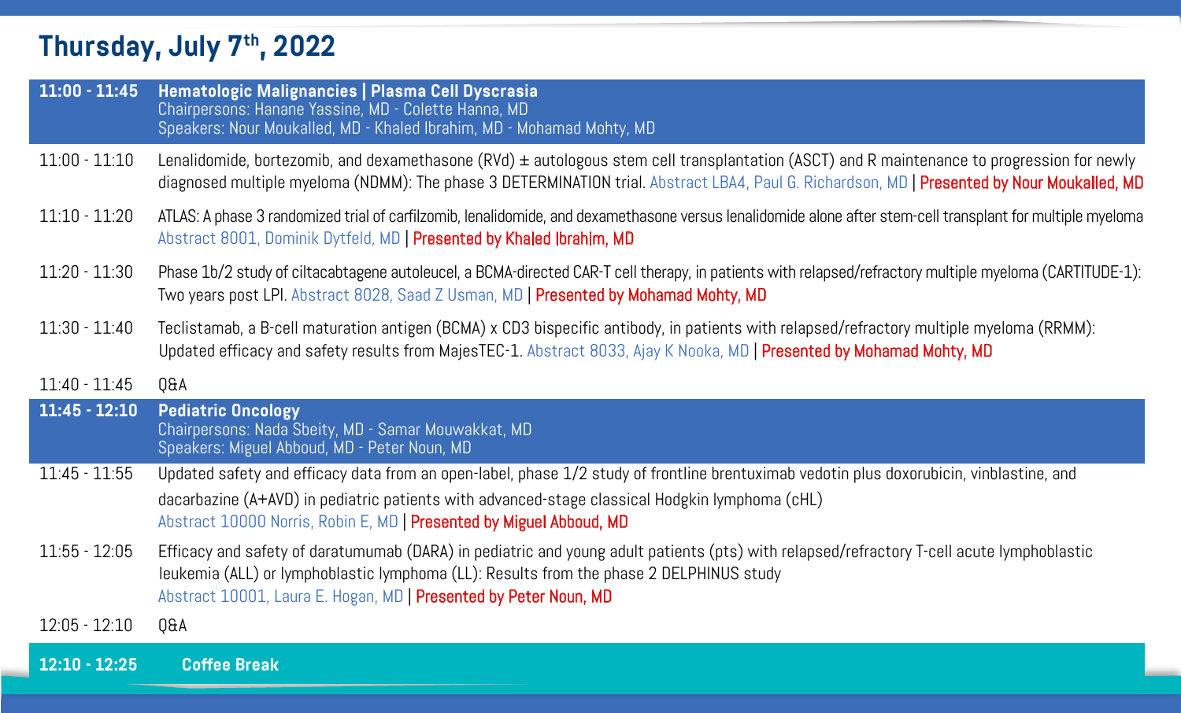# Thursday, July 7th, 2022

## 11:00 - 11:45 Hematologic Malignancies | Plasma Cell Dyscrasia

Chairpersons: Hanane Yassine, MD - Colette Hanna, MD
Speakers: Nour Moukalled, MD - Khaled Ibrahim, MD - Mohamad Mohty, MD

**11:00 - 11:10** Lenalidomide, bortezomib, and dexamethasone (RVd) ± autologous stem cell transplantation (ASCT) and R maintenance to progression for newly diagnosed multiple myeloma (NDMM): The phase 3 DETERMINATION trial. Abstract LBA4, Paul G. Richardson, MD | Presented by Nour Moukalled, MD

**11:10 - 11:20** ATLAS: A phase 3 randomized trial of carfilzomib, lenalidomide, and dexamethasone versus lenalidomide alone after stem-cell transplant for multiple myeloma Abstract 8001, Dominik Dytfeld, MD | Presented by Khaled Ibrahim, MD

**11:20 - 11:30** Phase 1b/2 study of ciltacabtagene autoleucel, a BCMA-directed CAR-T cell therapy, in patients with relapsed/refractory multiple myeloma (CARTITUDE-1): Two years post LPI. Abstract 8028, Saad Z Usman, MD | Presented by Mohamad Mohty, MD

**11:30 - 11:40** Teclistamab, a B-cell maturation antigen (BCMA) x CD3 bispecific antibody, in patients with relapsed/refractory multiple myeloma (RRMM): Updated efficacy and safety results from MajesTEC-1. Abstract 8033, Ajay K Nooka, MD | Presented by Mohamad Mohty, MD

**11:40 - 11:45** Q&A

## 11:45 - 12:10 Pediatric Oncology

Chairpersons: Nada Sbeity, MD - Samar Mouwakkat, MD
Speakers: Miguel Abboud, MD - Peter Noun, MD

**11:45 - 11:55** Updated safety and efficacy data from an open-label, phase 1/2 study of frontline brentuximab vedotin plus doxorubicin, vinblastine, and dacarbazine (A+AVD) in pediatric patients with advanced-stage classical Hodgkin lymphoma (cHL)
Abstract 10000 Norris, Robin E, MD | Presented by Miguel Abboud, MD

**11:55 - 12:05** Efficacy and safety of daratumumab (DARA) in pediatric and young adult patients (pts) with relapsed/refractory T-cell acute lymphoblastic leukemia (ALL) or lymphoblastic lymphoma (LL): Results from the phase 2 DELPHINUS study
Abstract 10001, Laura E. Hogan, MD | Presented by Peter Noun, MD

**12:05 - 12:10** Q&A

## 12:10 - 12:25 Coffee Break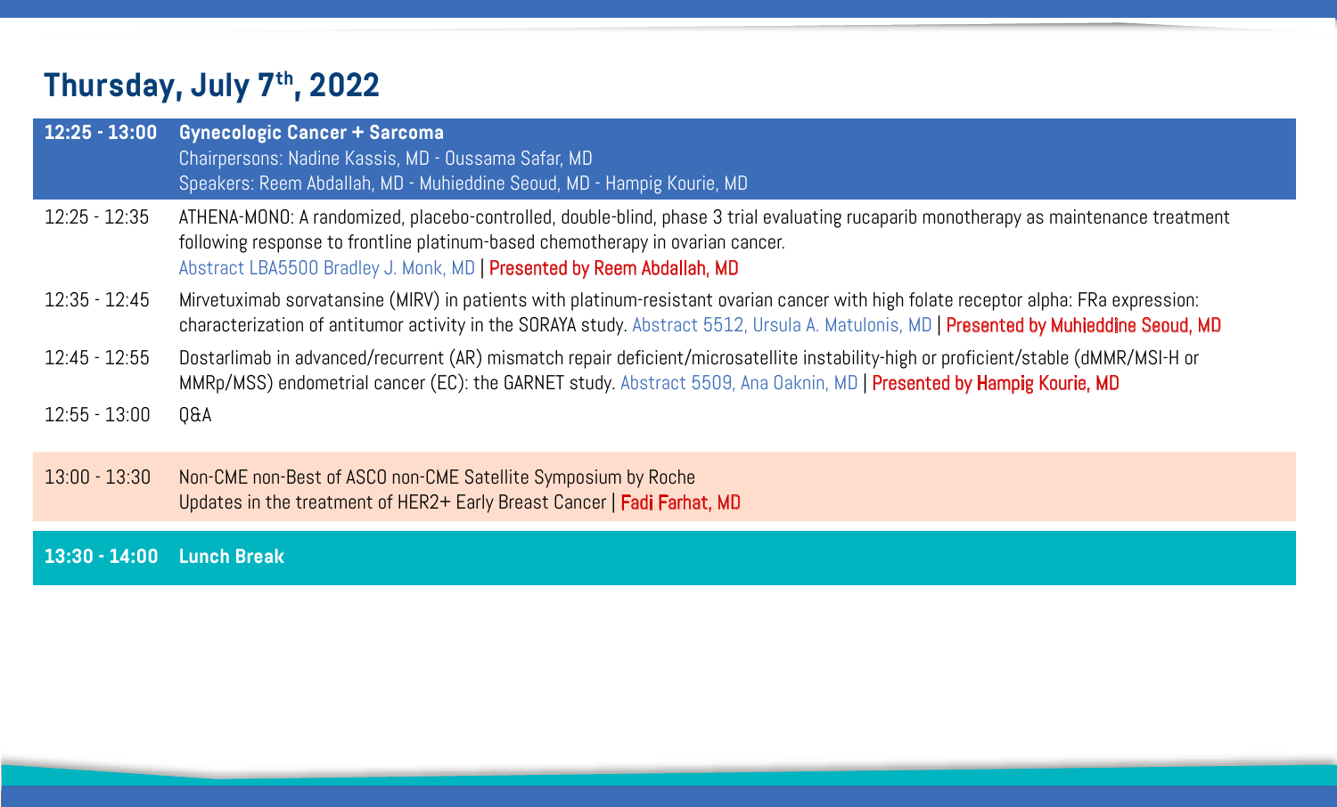## Thursday, July 7th, 2022

| | |
|---|---|
| **12:25 - 13:00** | **Gynecologic Cancer + Sarcoma**<br>Chairpersons: Nadine Kassis, MD - Oussama Safar, MD<br>Speakers: Reem Abdallah, MD - Muhieddine Seoud, MD - Hampig Kourie, MD |
| 12:25 - 12:35 | ATHENA-MONO: A randomized, placebo-controlled, double-blind, phase 3 trial evaluating rucaparib monotherapy as maintenance treatment following response to frontline platinum-based chemotherapy in ovarian cancer.<br>Abstract LBA5500 Bradley J. Monk, MD \| Presented by Reem Abdallah, MD |
| 12:35 - 12:45 | Mirvetuximab sorvatansine (MIRV) in patients with platinum-resistant ovarian cancer with high folate receptor alpha: FRa expression: characterization of antitumor activity in the SORAYA study. Abstract 5512, Ursula A. Matulonis, MD \| Presented by Muhieddine Seoud, MD |
| 12:45 - 12:55 | Dostarlimab in advanced/recurrent (AR) mismatch repair deficient/microsatellite instability-high or proficient/stable (dMMR/MSI-H or MMRp/MSS) endometrial cancer (EC): the GARNET study. Abstract 5509, Ana Oaknin, MD \| Presented by Hampig Kourie, MD |
| 12:55 - 13:00 | Q&A |
| 13:00 - 13:30 | Non-CME non-Best of ASCO non-CME Satellite Symposium by Roche<br>Updates in the treatment of HER2+ Early Breast Cancer \| Fadi Farhat, MD |
| **13:30 - 14:00** | **Lunch Break** |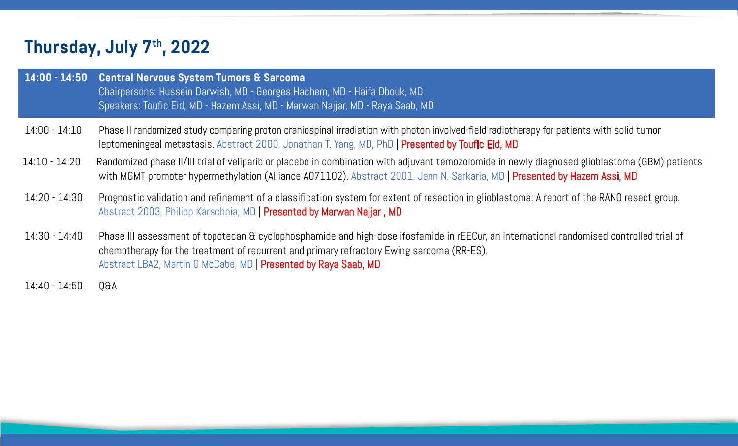## Thursday, July 7th, 2022

**14:00 - 14:50** **Central Nervous System Tumors & Sarcoma**
Chairpersons: Hussein Darwish, MD - Georges Hachem, MD - Haifa Dbouk, MD
Speakers: Toufic Eid, MD - Hazem Assi, MD - Marwan Najjar, MD - Raya Saab, MD

14:00 - 14:10 Phase II randomized study comparing proton craniospinal irradiation with photon involved-field radiotherapy for patients with solid tumor leptomeningeal metastasis. Abstract 2000, Jonathan T. Yang, MD, PhD | Presented by Toufic Eid, MD

14:10 - 14:20 Randomized phase II/III trial of veliparib or placebo in combination with adjuvant temozolomide in newly diagnosed glioblastoma (GBM) patients with MGMT promoter hypermethylation (Alliance A071102). Abstract 2001, Jann N. Sarkaria, MD | Presented by Hazem Assi, MD

14:20 - 14:30 Prognostic validation and refinement of a classification system for extent of resection in glioblastoma: A report of the RANO resect group. Abstract 2003, Philipp Karschnia, MD | Presented by Marwan Najjar , MD

14:30 - 14:40 Phase III assessment of topotecan & cyclophosphamide and high-dose ifosfamide in rEECur, an international randomised controlled trial of chemotherapy for the treatment of recurrent and primary refractory Ewing sarcoma (RR-ES). Abstract LBA2, Martin G McCabe, MD | Presented by Raya Saab, MD

14:40 - 14:50 Q&A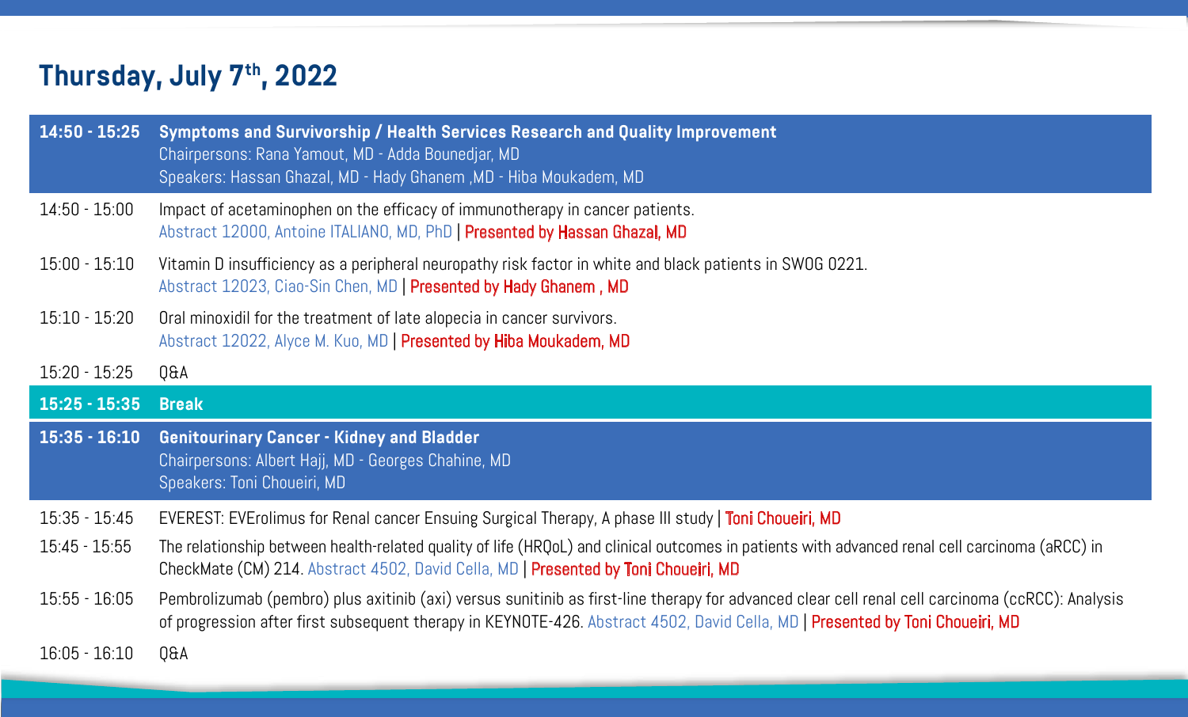## Thursday, July 7th, 2022

| | |
|---|---|
| **14:50 - 15:25** | **Symptoms and Survivorship / Health Services Research and Quality Improvement**<br>Chairpersons: Rana Yamout, MD - Adda Bounedjar, MD<br>Speakers: Hassan Ghazal, MD - Hady Ghanem ,MD - Hiba Moukadem, MD |
| 14:50 - 15:00 | Impact of acetaminophen on the efficacy of immunotherapy in cancer patients.<br>Abstract 12000, Antoine ITALIANO, MD, PhD \| Presented by Hassan Ghazal, MD |
| 15:00 - 15:10 | Vitamin D insufficiency as a peripheral neuropathy risk factor in white and black patients in SWOG 0221.<br>Abstract 12023, Ciao-Sin Chen, MD \| Presented by Hady Ghanem , MD |
| 15:10 - 15:20 | Oral minoxidil for the treatment of late alopecia in cancer survivors.<br>Abstract 12022, Alyce M. Kuo, MD \| Presented by Hiba Moukadem, MD |
| 15:20 - 15:25 | Q&A |
| **15:25 - 15:35** | **Break** |
| **15:35 - 16:10** | **Genitourinary Cancer - Kidney and Bladder**<br>Chairpersons: Albert Hajj, MD - Georges Chahine, MD<br>Speakers: Toni Choueiri, MD |
| 15:35 - 15:45 | EVEREST: EVErolimus for Renal cancer Ensuing Surgical Therapy, A phase III study \| Toni Choueiri, MD |
| 15:45 - 15:55 | The relationship between health-related quality of life (HRQoL) and clinical outcomes in patients with advanced renal cell carcinoma (aRCC) in CheckMate (CM) 214. Abstract 4502, David Cella, MD \| Presented by Toni Choueiri, MD |
| 15:55 - 16:05 | Pembrolizumab (pembro) plus axitinib (axi) versus sunitinib as first-line therapy for advanced clear cell renal cell carcinoma (ccRCC): Analysis of progression after first subsequent therapy in KEYNOTE-426. Abstract 4502, David Cella, MD \| Presented by Toni Choueiri, MD |
| 16:05 - 16:10 | Q&A |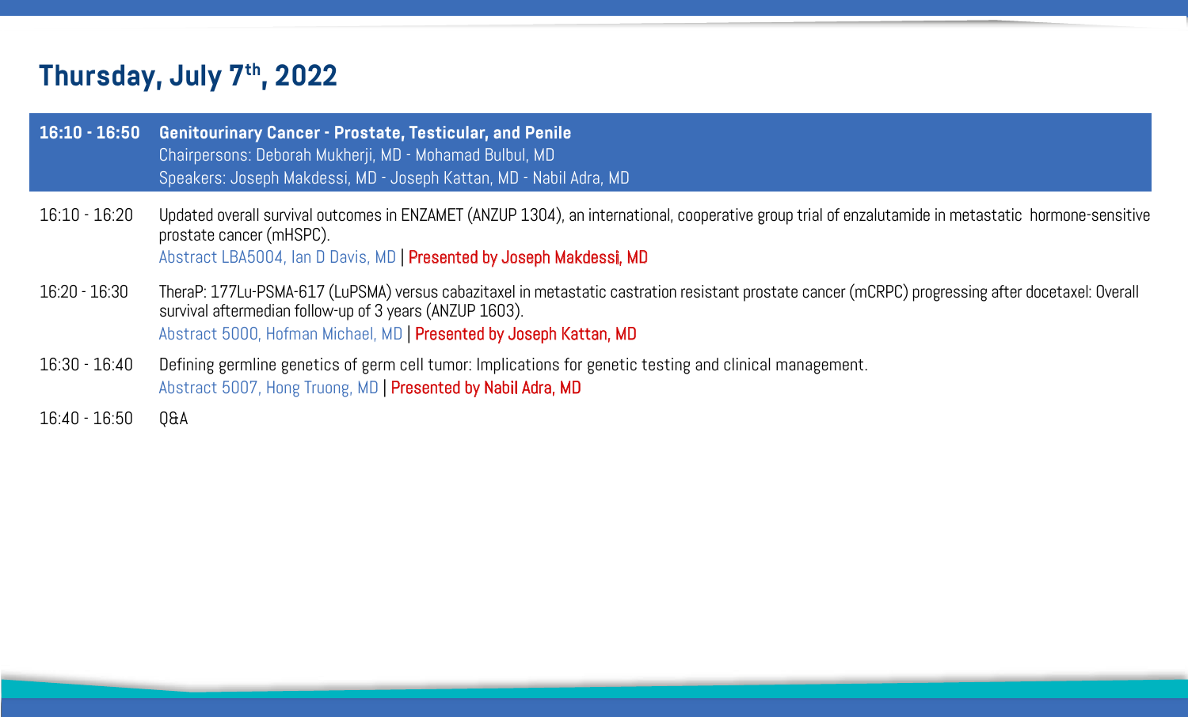## Thursday, July 7th, 2022

**16:10 - 16:50 Genitourinary Cancer - Prostate, Testicular, and Penile**
Chairpersons: Deborah Mukherji, MD - Mohamad Bulbul, MD
Speakers: Joseph Makdessi, MD - Joseph Kattan, MD - Nabil Adra, MD

16:10 - 16:20 Updated overall survival outcomes in ENZAMET (ANZUP 1304), an international, cooperative group trial of enzalutamide in metastatic hormone-sensitive prostate cancer (mHSPC).
Abstract LBA5004, Ian D Davis, MD | Presented by Joseph Makdessi, MD

16:20 - 16:30 TheraP: 177Lu-PSMA-617 (LuPSMA) versus cabazitaxel in metastatic castration resistant prostate cancer (mCRPC) progressing after docetaxel: Overall survival aftermedian follow-up of 3 years (ANZUP 1603).
Abstract 5000, Hofman Michael, MD | Presented by Joseph Kattan, MD

16:30 - 16:40 Defining germline genetics of germ cell tumor: Implications for genetic testing and clinical management.
Abstract 5007, Hong Truong, MD | Presented by Nabil Adra, MD

16:40 - 16:50 Q&A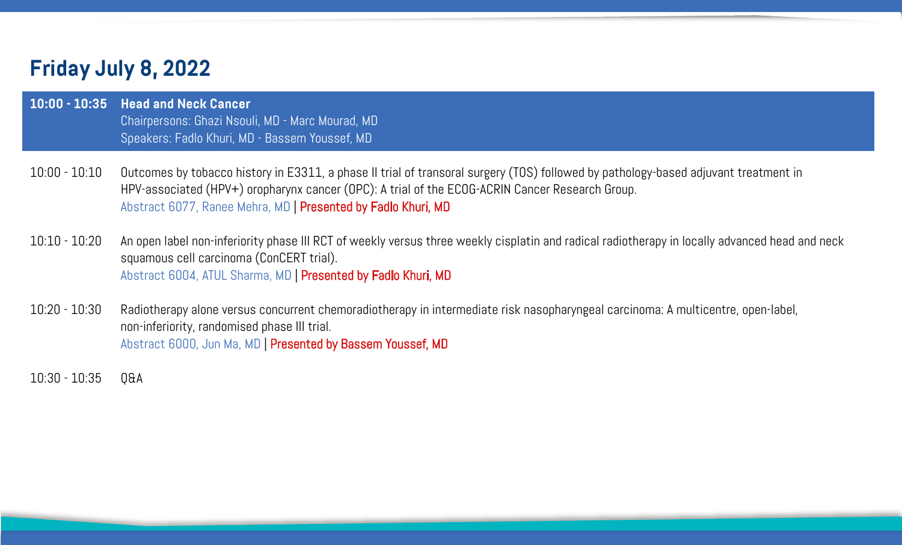## Friday July 8, 2022

**10:00 - 10:35** **Head and Neck Cancer**
Chairpersons: Ghazi Nsouli, MD - Marc Mourad, MD
Speakers: Fadlo Khuri, MD - Bassem Youssef, MD

10:00 - 10:10 Outcomes by tobacco history in E3311, a phase II trial of transoral surgery (TOS) followed by pathology-based adjuvant treatment in HPV-associated (HPV+) oropharynx cancer (OPC): A trial of the ECOG-ACRIN Cancer Research Group.
Abstract 6077, Ranee Mehra, MD | Presented by Fadlo Khuri, MD

10:10 - 10:20 An open label non-inferiority phase III RCT of weekly versus three weekly cisplatin and radical radiotherapy in locally advanced head and neck squamous cell carcinoma (ConCERT trial).
Abstract 6004, ATUL Sharma, MD | Presented by Fadlo Khuri, MD

10:20 - 10:30 Radiotherapy alone versus concurrent chemoradiotherapy in intermediate risk nasopharyngeal carcinoma: A multicentre, open-label, non-inferiority, randomised phase III trial.
Abstract 6000, Jun Ma, MD | Presented by Bassem Youssef, MD

10:30 - 10:35 Q&A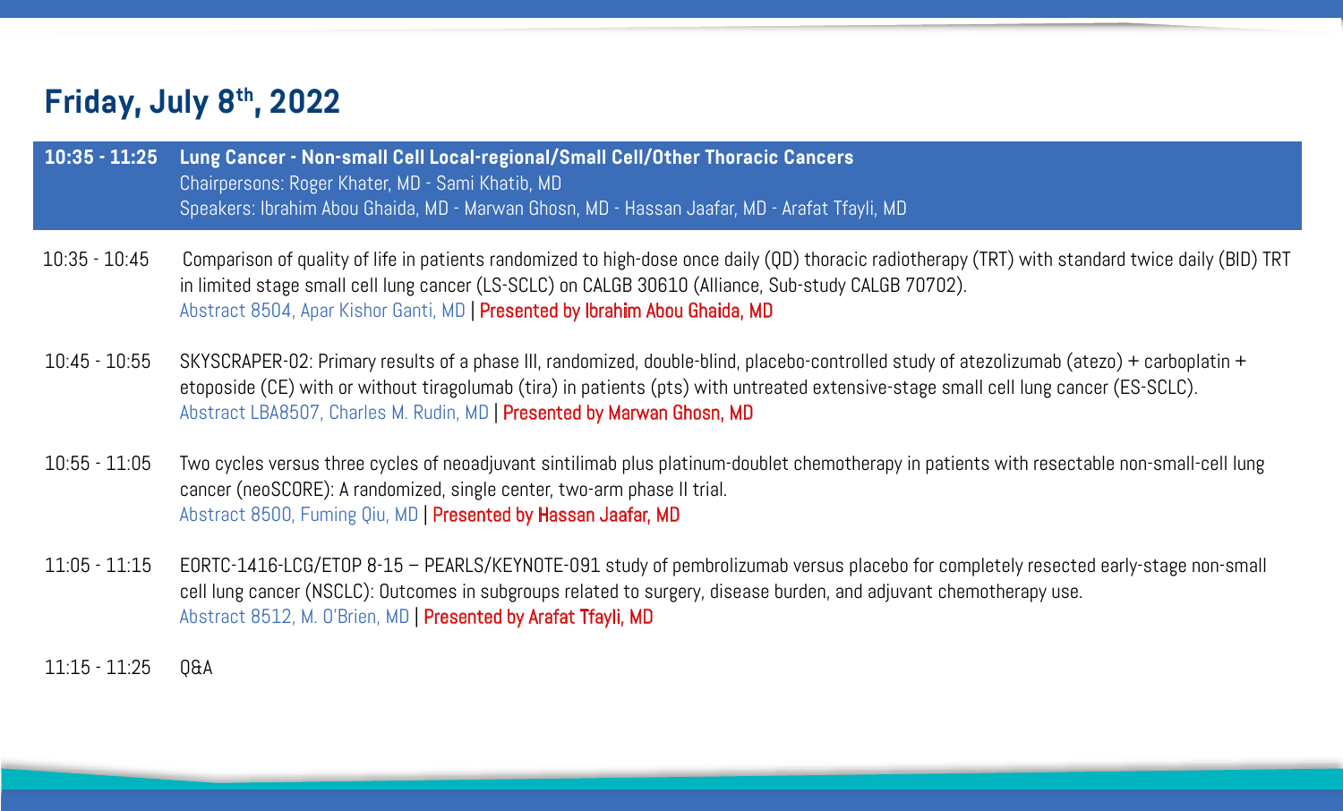## Friday, July 8th, 2022

**10:35 - 11:25 Lung Cancer - Non-small Cell Local-regional/Small Cell/Other Thoracic Cancers**
Chairpersons: Roger Khater, MD - Sami Khatib, MD
Speakers: Ibrahim Abou Ghaida, MD - Marwan Ghosn, MD - Hassan Jaafar, MD - Arafat Tfayli, MD

10:35 - 10:45 Comparison of quality of life in patients randomized to high-dose once daily (QD) thoracic radiotherapy (TRT) with standard twice daily (BID) TRT in limited stage small cell lung cancer (LS-SCLC) on CALGB 30610 (Alliance, Sub-study CALGB 70702).
Abstract 8504, Apar Kishor Ganti, MD | Presented by Ibrahim Abou Ghaida, MD

10:45 - 10:55 SKYSCRAPER-02: Primary results of a phase III, randomized, double-blind, placebo-controlled study of atezolizumab (atezo) + carboplatin + etoposide (CE) with or without tiragolumab (tira) in patients (pts) with untreated extensive-stage small cell lung cancer (ES-SCLC).
Abstract LBA8507, Charles M. Rudin, MD | Presented by Marwan Ghosn, MD

10:55 - 11:05 Two cycles versus three cycles of neoadjuvant sintilimab plus platinum-doublet chemotherapy in patients with resectable non-small-cell lung cancer (neoSCORE): A randomized, single center, two-arm phase II trial.
Abstract 8500, Fuming Qiu, MD | Presented by Hassan Jaafar, MD

11:05 - 11:15 EORTC-1416-LCG/ETOP 8-15 – PEARLS/KEYNOTE-091 study of pembrolizumab versus placebo for completely resected early-stage non-small cell lung cancer (NSCLC): Outcomes in subgroups related to surgery, disease burden, and adjuvant chemotherapy use.
Abstract 8512, M. O'Brien, MD | Presented by Arafat Tfayli, MD

11:15 - 11:25 Q&A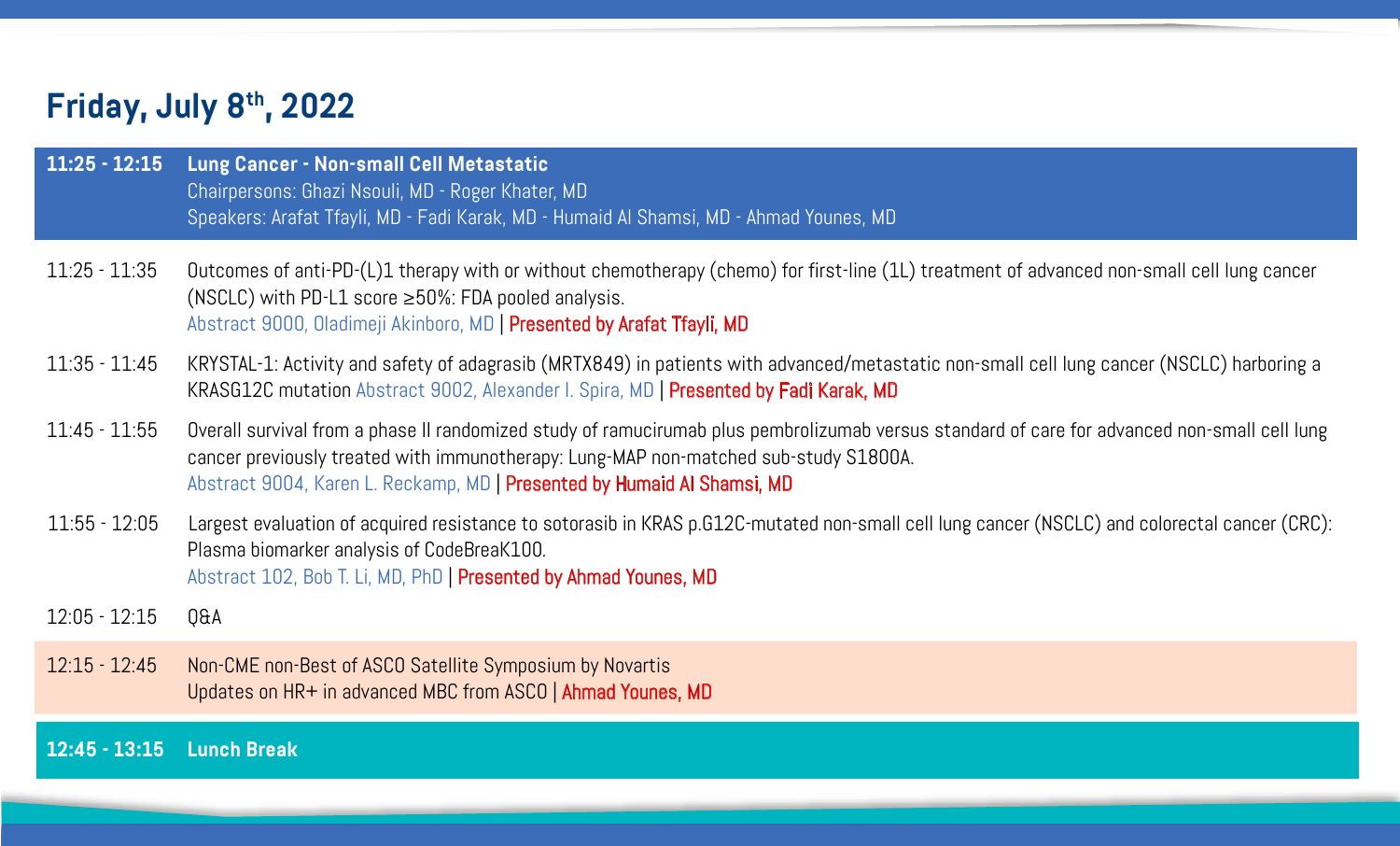## Friday, July 8th, 2022

**11:25 - 12:15** **Lung Cancer - Non-small Cell Metastatic**
Chairpersons: Ghazi Nsouli, MD - Roger Khater, MD
Speakers: Arafat Tfayli, MD - Fadi Karak, MD - Humaid Al Shamsi, MD - Ahmad Younes, MD

| | |
|---|---|
| 11:25 - 11:35 | Outcomes of anti-PD-(L)1 therapy with or without chemotherapy (chemo) for first-line (1L) treatment of advanced non-small cell lung cancer (NSCLC) with PD-L1 score ≥50%: FDA pooled analysis. Abstract 9000, Oladimeji Akinboro, MD \| Presented by Arafat Tfayli, MD |
| 11:35 - 11:45 | KRYSTAL-1: Activity and safety of adagrasib (MRTX849) in patients with advanced/metastatic non-small cell lung cancer (NSCLC) harboring a KRASG12C mutation Abstract 9002, Alexander I. Spira, MD \| Presented by Fadi Karak, MD |
| 11:45 - 11:55 | Overall survival from a phase II randomized study of ramucirumab plus pembrolizumab versus standard of care for advanced non-small cell lung cancer previously treated with immunotherapy: Lung-MAP non-matched sub-study S1800A. Abstract 9004, Karen L. Reckamp, MD \| Presented by Humaid Al Shamsi, MD |
| 11:55 - 12:05 | Largest evaluation of acquired resistance to sotorasib in KRAS p.G12C-mutated non-small cell lung cancer (NSCLC) and colorectal cancer (CRC): Plasma biomarker analysis of CodeBreaK100. Abstract 102, Bob T. Li, MD, PhD \| Presented by Ahmad Younes, MD |
| 12:05 - 12:15 | Q&A |
| 12:15 - 12:45 | Non-CME non-Best of ASCO Satellite Symposium by Novartis Updates on HR+ in advanced MBC from ASCO \| Ahmad Younes, MD |

**12:45 - 13:15** **Lunch Break**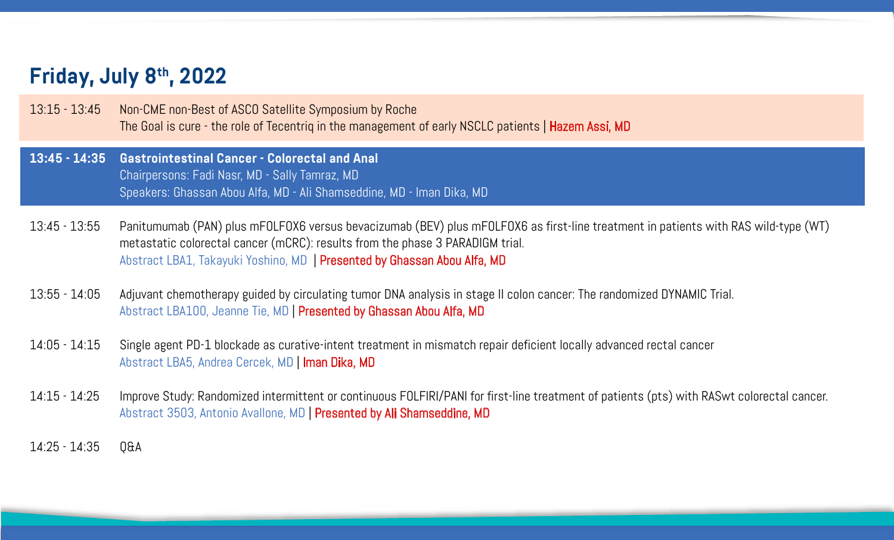## Friday, July 8th, 2022

| | |
|---|---|
| 13:15 - 13:45 | Non-CME non-Best of ASCO Satellite Symposium by Roche<br>The Goal is cure - the role of Tecentriq in the management of early NSCLC patients \| Hazem Assi, MD |
| **13:45 - 14:35** | **Gastrointestinal Cancer - Colorectal and Anal**<br>Chairpersons: Fadi Nasr, MD - Sally Tamraz, MD<br>Speakers: Ghassan Abou Alfa, MD - Ali Shamseddine, MD - Iman Dika, MD |
| 13:45 - 13:55 | Panitumumab (PAN) plus mFOLFOX6 versus bevacizumab (BEV) plus mFOLFOX6 as first-line treatment in patients with RAS wild-type (WT) metastatic colorectal cancer (mCRC): results from the phase 3 PARADIGM trial.<br>Abstract LBA1, Takayuki Yoshino, MD \| Presented by Ghassan Abou Alfa, MD |
| 13:55 - 14:05 | Adjuvant chemotherapy guided by circulating tumor DNA analysis in stage II colon cancer: The randomized DYNAMIC Trial.<br>Abstract LBA100, Jeanne Tie, MD \| Presented by Ghassan Abou Alfa, MD |
| 14:05 - 14:15 | Single agent PD-1 blockade as curative-intent treatment in mismatch repair deficient locally advanced rectal cancer<br>Abstract LBA5, Andrea Cercek, MD \| Iman Dika, MD |
| 14:15 - 14:25 | Improve Study: Randomized intermittent or continuous FOLFIRI/PANI for first-line treatment of patients (pts) with RASwt colorectal cancer.<br>Abstract 3503, Antonio Avallone, MD \| Presented by Ali Shamseddine, MD |
| 14:25 - 14:35 | Q&A |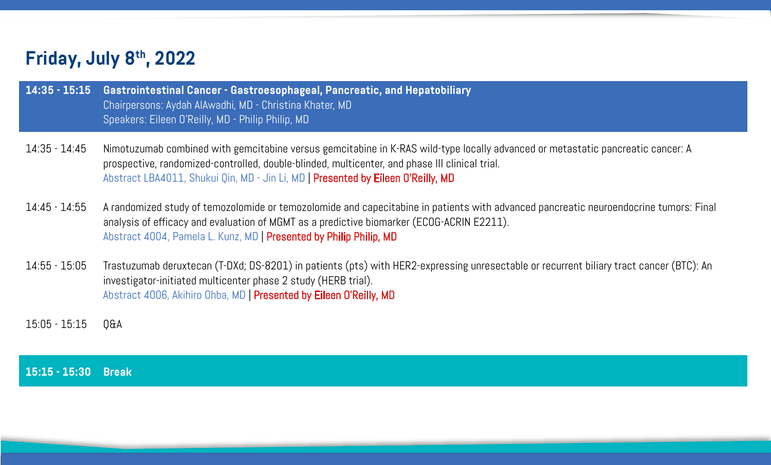## Friday, July 8th, 2022

**14:35 - 15:15** **Gastrointestinal Cancer - Gastroesophageal, Pancreatic, and Hepatobiliary**
Chairpersons: Aydah AlAwadhi, MD - Christina Khater, MD
Speakers: Eileen O'Reilly, MD - Philip Philip, MD

14:35 - 14:45 Nimotuzumab combined with gemcitabine versus gemcitabine in K-RAS wild-type locally advanced or metastatic pancreatic cancer: A prospective, randomized-controlled, double-blinded, multicenter, and phase III clinical trial.
Abstract LBA4011, Shukui Qin, MD - Jin Li, MD | Presented by Eileen O'Reilly, MD

14:45 - 14:55 A randomized study of temozolomide or temozolomide and capecitabine in patients with advanced pancreatic neuroendocrine tumors: Final analysis of efficacy and evaluation of MGMT as a predictive biomarker (ECOG-ACRIN E2211).
Abstract 4004, Pamela L. Kunz, MD | Presented by Philip Philip, MD

14:55 - 15:05 Trastuzumab deruxtecan (T-DXd; DS-8201) in patients (pts) with HER2-expressing unresectable or recurrent biliary tract cancer (BTC): An investigator-initiated multicenter phase 2 study (HERB trial).
Abstract 4006, Akihiro Ohba, MD | Presented by Eileen O'Reilly, MD

15:05 - 15:15 Q&A

**15:15 - 15:30** **Break**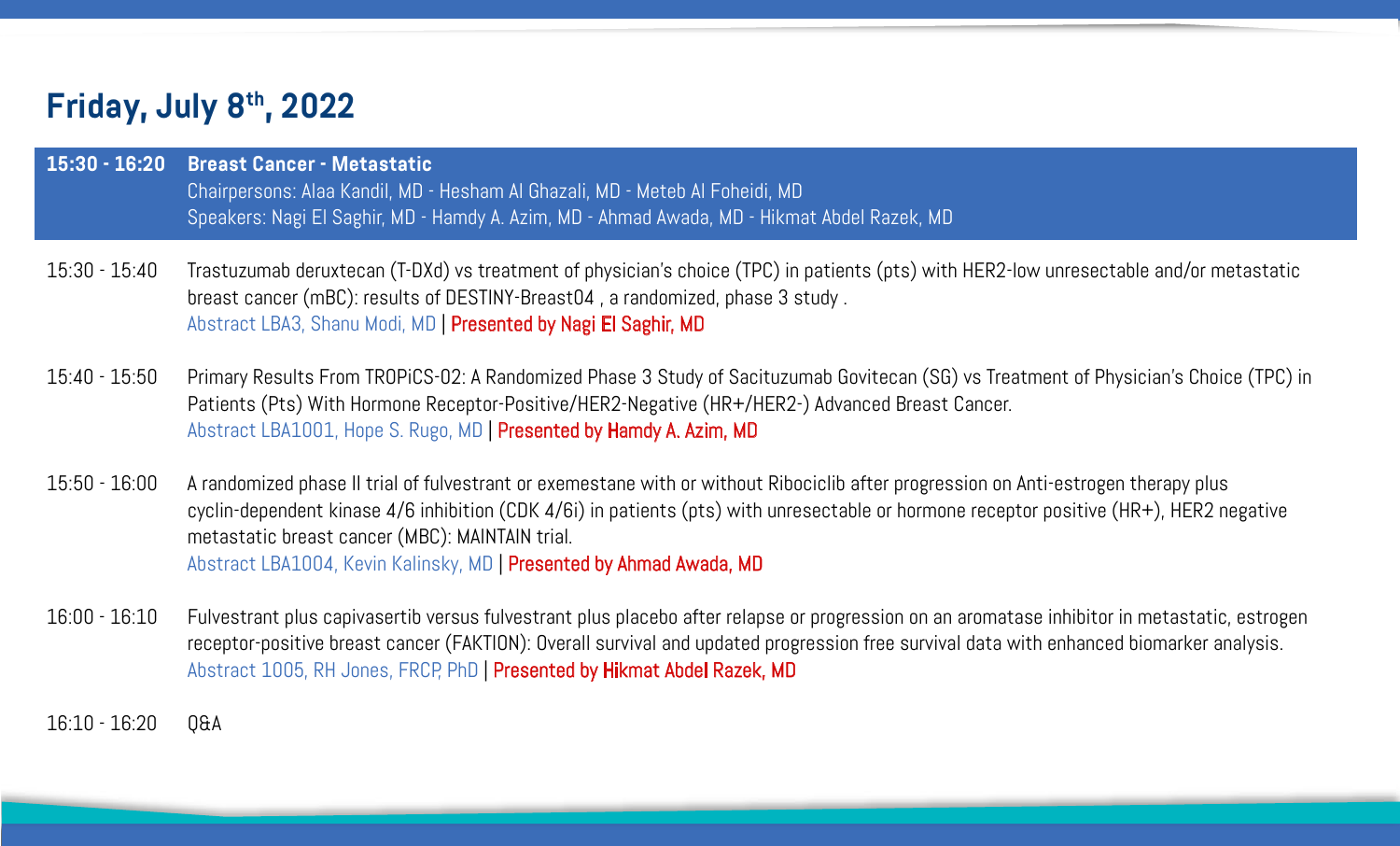## Friday, July 8th, 2022

**15:30 - 16:20 Breast Cancer - Metastatic**

Chairpersons: Alaa Kandil, MD - Hesham Al Ghazali, MD - Meteb Al Foheidi, MD

Speakers: Nagi El Saghir, MD - Hamdy A. Azim, MD - Ahmad Awada, MD - Hikmat Abdel Razek, MD

15:30 - 15:40 Trastuzumab deruxtecan (T-DXd) vs treatment of physician's choice (TPC) in patients (pts) with HER2-low unresectable and/or metastatic breast cancer (mBC): results of DESTINY-Breast04 , a randomized, phase 3 study .
Abstract LBA3, Shanu Modi, MD | Presented by Nagi El Saghir, MD

15:40 - 15:50 Primary Results From TROPiCS-02: A Randomized Phase 3 Study of Sacituzumab Govitecan (SG) vs Treatment of Physician's Choice (TPC) in Patients (Pts) With Hormone Receptor-Positive/HER2-Negative (HR+/HER2-) Advanced Breast Cancer.
Abstract LBA1001, Hope S. Rugo, MD | Presented by Hamdy A. Azim, MD

15:50 - 16:00 A randomized phase II trial of fulvestrant or exemestane with or without Ribociclib after progression on Anti-estrogen therapy plus cyclin-dependent kinase 4/6 inhibition (CDK 4/6i) in patients (pts) with unresectable or hormone receptor positive (HR+), HER2 negative metastatic breast cancer (MBC): MAINTAIN trial.
Abstract LBA1004, Kevin Kalinsky, MD | Presented by Ahmad Awada, MD

16:00 - 16:10 Fulvestrant plus capivasertib versus fulvestrant plus placebo after relapse or progression on an aromatase inhibitor in metastatic, estrogen receptor-positive breast cancer (FAKTION): Overall survival and updated progression free survival data with enhanced biomarker analysis.
Abstract 1005, RH Jones, FRCP, PhD | Presented by Hikmat Abdel Razek, MD

16:10 - 16:20 Q&A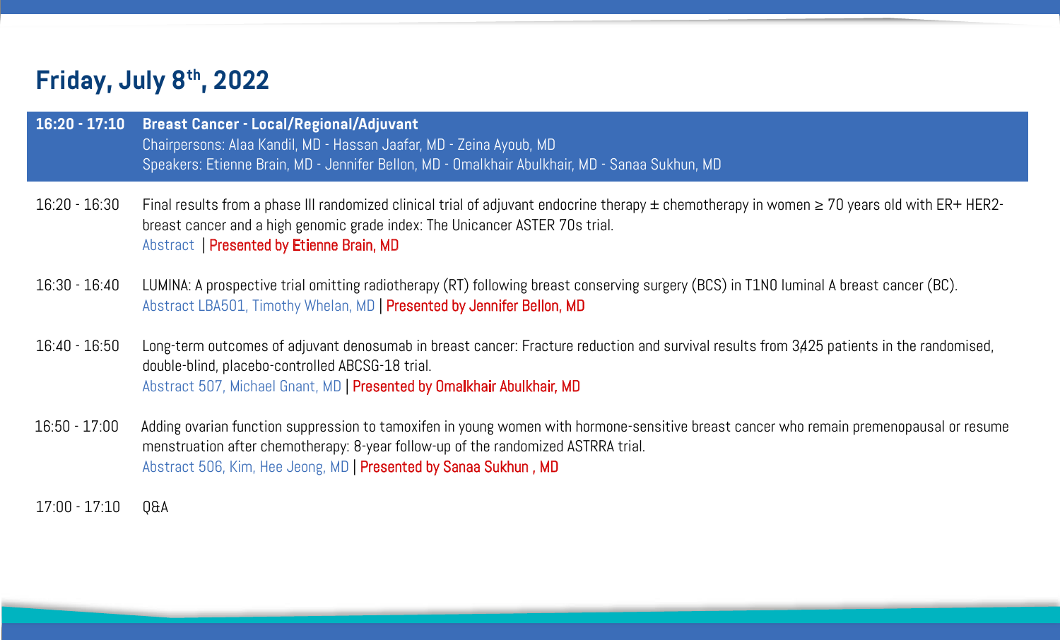## Friday, July 8th, 2022

**16:20 - 17:10 Breast Cancer - Local/Regional/Adjuvant**
Chairpersons: Alaa Kandil, MD - Hassan Jaafar, MD - Zeina Ayoub, MD
Speakers: Etienne Brain, MD - Jennifer Bellon, MD - Omalkhair Abulkhair, MD - Sanaa Sukhun, MD

16:20 - 16:30 Final results from a phase III randomized clinical trial of adjuvant endocrine therapy ± chemotherapy in women ≥ 70 years old with ER+ HER2- breast cancer and a high genomic grade index: The Unicancer ASTER 70s trial.
Abstract | Presented by Etienne Brain, MD

16:30 - 16:40 LUMINA: A prospective trial omitting radiotherapy (RT) following breast conserving surgery (BCS) in T1N0 luminal A breast cancer (BC).
Abstract LBA501, Timothy Whelan, MD | Presented by Jennifer Bellon, MD

16:40 - 16:50 Long-term outcomes of adjuvant denosumab in breast cancer: Fracture reduction and survival results from 3,425 patients in the randomised, double-blind, placebo-controlled ABCSG-18 trial.
Abstract 507, Michael Gnant, MD | Presented by Omalkhair Abulkhair, MD

16:50 - 17:00 Adding ovarian function suppression to tamoxifen in young women with hormone-sensitive breast cancer who remain premenopausal or resume menstruation after chemotherapy: 8-year follow-up of the randomized ASTRRA trial.
Abstract 506, Kim, Hee Jeong, MD | Presented by Sanaa Sukhun , MD

17:00 - 17:10 Q&A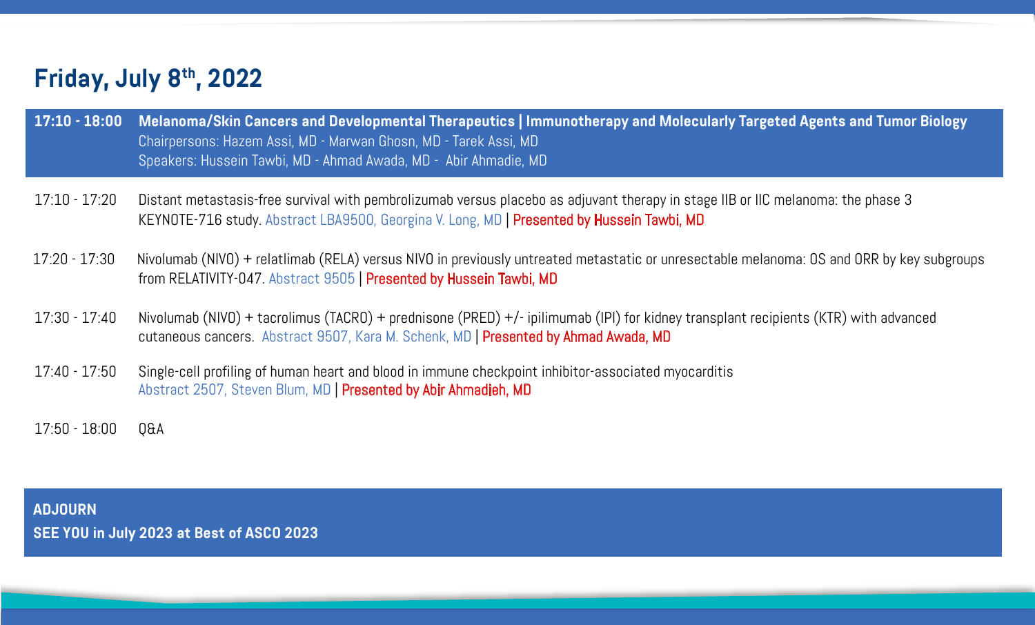## Friday, July 8th, 2022

**17:10 - 18:00** **Melanoma/Skin Cancers and Developmental Therapeutics | Immunotherapy and Molecularly Targeted Agents and Tumor Biology**
Chairpersons: Hazem Assi, MD - Marwan Ghosn, MD - Tarek Assi, MD
Speakers: Hussein Tawbi, MD - Ahmad Awada, MD - Abir Ahmadie, MD

17:10 - 17:20 Distant metastasis-free survival with pembrolizumab versus placebo as adjuvant therapy in stage IIB or IIC melanoma: the phase 3 KEYNOTE-716 study. Abstract LBA9500, Georgina V. Long, MD | Presented by Hussein Tawbi, MD

17:20 - 17:30 Nivolumab (NIVO) + relatlimab (RELA) versus NIVO in previously untreated metastatic or unresectable melanoma: OS and ORR by key subgroups from RELATIVITY-047. Abstract 9505 | Presented by Hussein Tawbi, MD

17:30 - 17:40 Nivolumab (NIVO) + tacrolimus (TACRO) + prednisone (PRED) +/- ipilimumab (IPI) for kidney transplant recipients (KTR) with advanced cutaneous cancers. Abstract 9507, Kara M. Schenk, MD | Presented by Ahmad Awada, MD

17:40 - 17:50 Single-cell profiling of human heart and blood in immune checkpoint inhibitor-associated myocarditis
Abstract 2507, Steven Blum, MD | Presented by Abir Ahmadieh, MD

17:50 - 18:00 Q&A

**ADJOURN**
**SEE YOU in July 2023 at Best of ASCO 2023**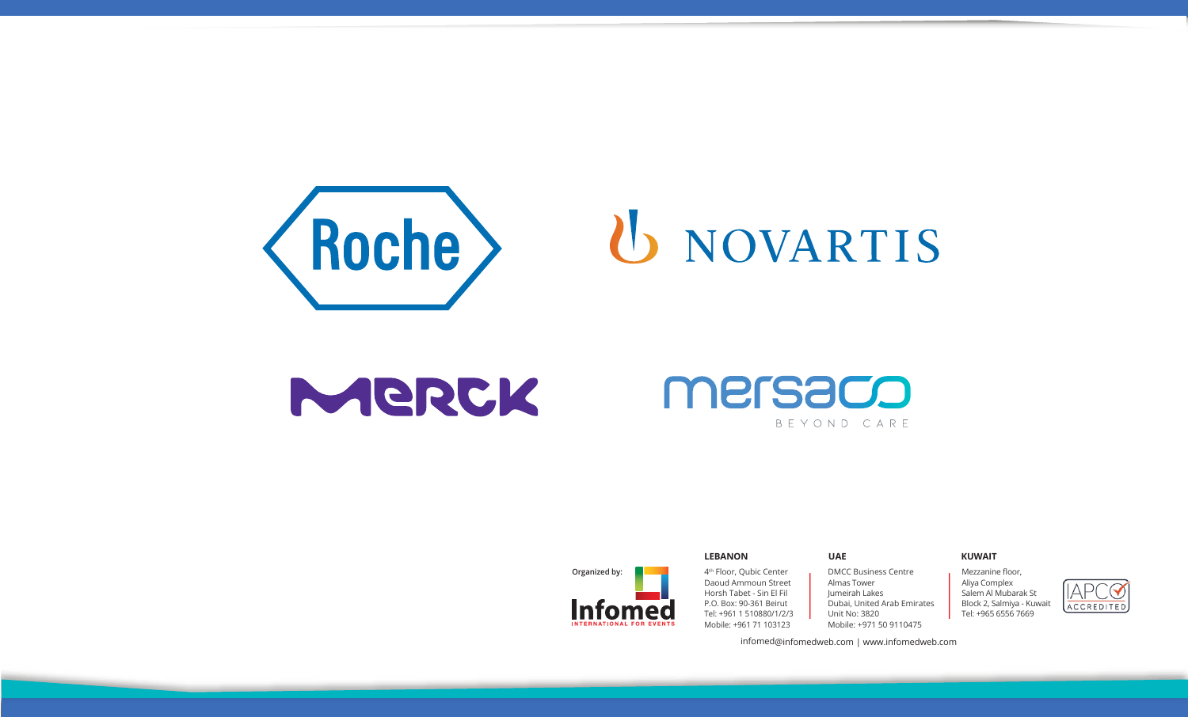Roche

NOVARTIS

MERCK

mersaco

BEYOND CARE

Organized by:

Infomed

INTERNATIONAL FOR EVENTS

**LEBANON**

4th Floor, Qubic Center
Daoud Ammoun Street
Horsh Tabet - Sin El Fil
P.O. Box: 90-361 Beirut
Tel: +961 1 510880/1/2/3
Mobile: +961 71 103123

**UAE**

DMCC Business Centre
Almas Tower
Jumeirah Lakes
Dubai, United Arab Emirates
Unit No: 3820
Mobile: +971 50 9110475

**KUWAIT**

Mezzanine floor,
Aliya Complex
Salem Al Mubarak St
Block 2, Salmiya - Kuwait
Tel: +965 6556 7669

IAPCO ACCREDITED

infomed@infomedweb.com | www.infomedweb.com